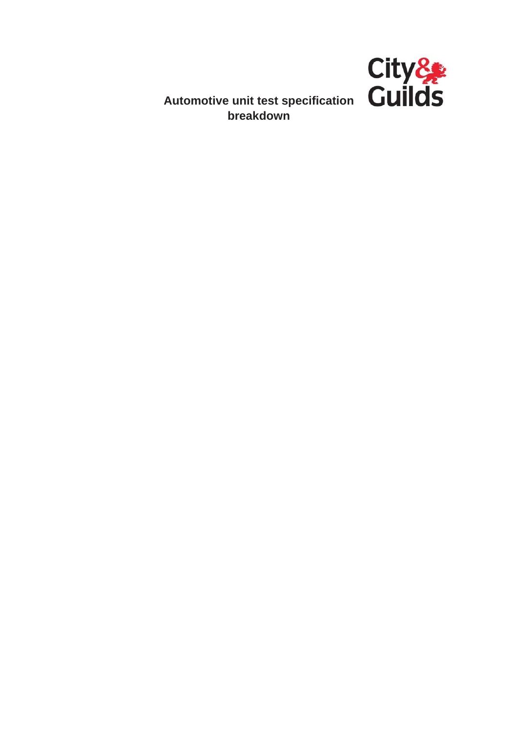# Automotive unit test specification breakdown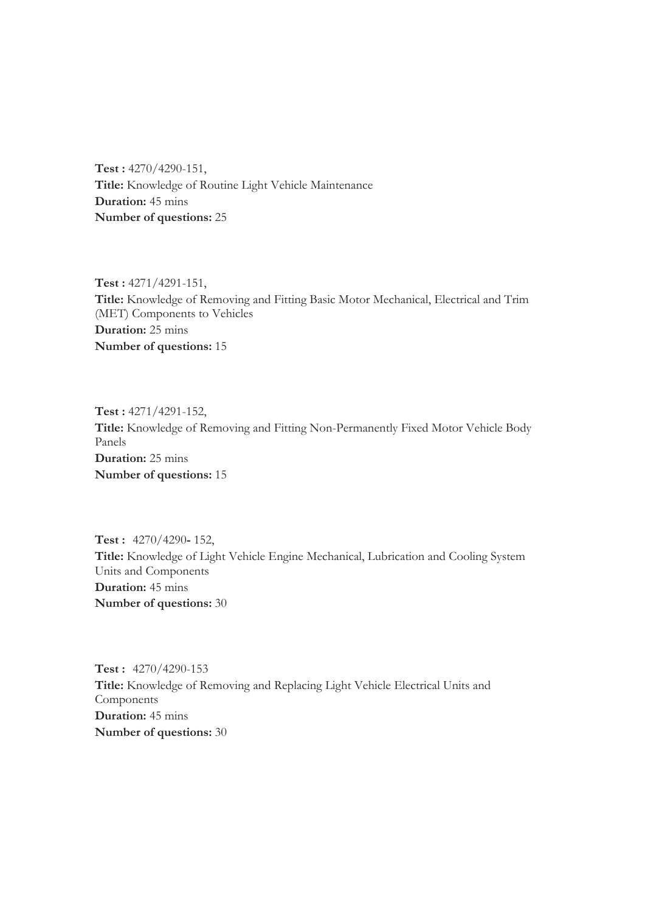**Test :** 4270/4290-151,
**Title:** Knowledge of Routine Light Vehicle Maintenance
**Duration:** 45 mins
**Number of questions:** 25

**Test :** 4271/4291-151,
**Title:** Knowledge of Removing and Fitting Basic Motor Mechanical, Electrical and Trim (MET) Components to Vehicles
**Duration:** 25 mins
**Number of questions:** 15

**Test :** 4271/4291-152,
**Title:** Knowledge of Removing and Fitting Non-Permanently Fixed Motor Vehicle Body Panels
**Duration:** 25 mins
**Number of questions:** 15

**Test :** 4270/4290**-** 152,
**Title:** Knowledge of Light Vehicle Engine Mechanical, Lubrication and Cooling System Units and Components
**Duration:** 45 mins
**Number of questions:** 30

**Test :** 4270/4290-153
**Title:** Knowledge of Removing and Replacing Light Vehicle Electrical Units and Components
**Duration:** 45 mins
**Number of questions:** 30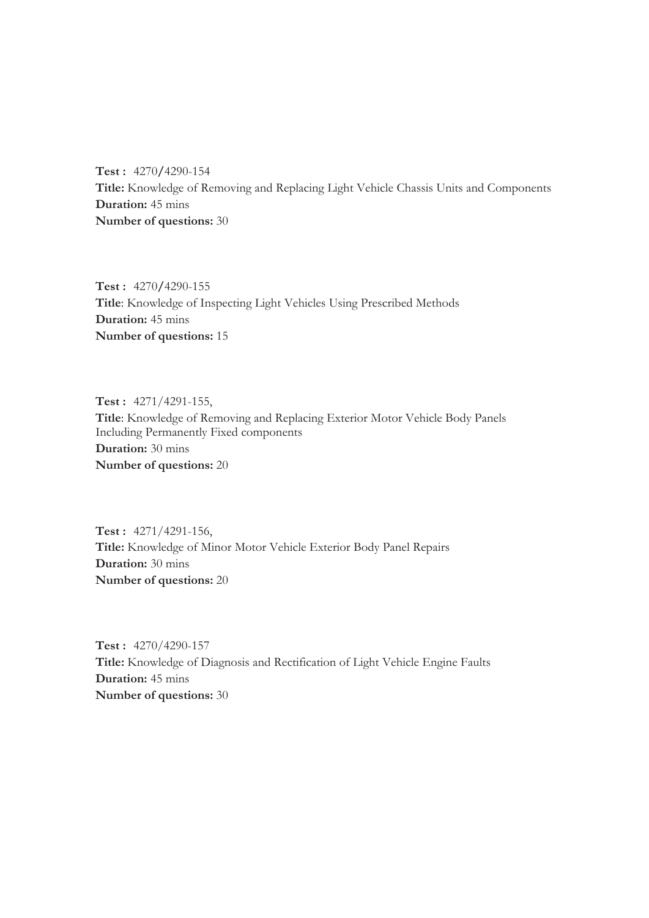**Test :** 4270/4290-154
**Title:** Knowledge of Removing and Replacing Light Vehicle Chassis Units and Components
**Duration:** 45 mins
**Number of questions:** 30

**Test :** 4270/4290-155
**Title**: Knowledge of Inspecting Light Vehicles Using Prescribed Methods
**Duration:** 45 mins
**Number of questions:** 15

**Test :** 4271/4291-155,
**Title**: Knowledge of Removing and Replacing Exterior Motor Vehicle Body Panels Including Permanently Fixed components
**Duration:** 30 mins
**Number of questions:** 20

**Test :** 4271/4291-156,
**Title:** Knowledge of Minor Motor Vehicle Exterior Body Panel Repairs
**Duration:** 30 mins
**Number of questions:** 20

**Test :** 4270/4290-157
**Title:** Knowledge of Diagnosis and Rectification of Light Vehicle Engine Faults
**Duration:** 45 mins
**Number of questions:** 30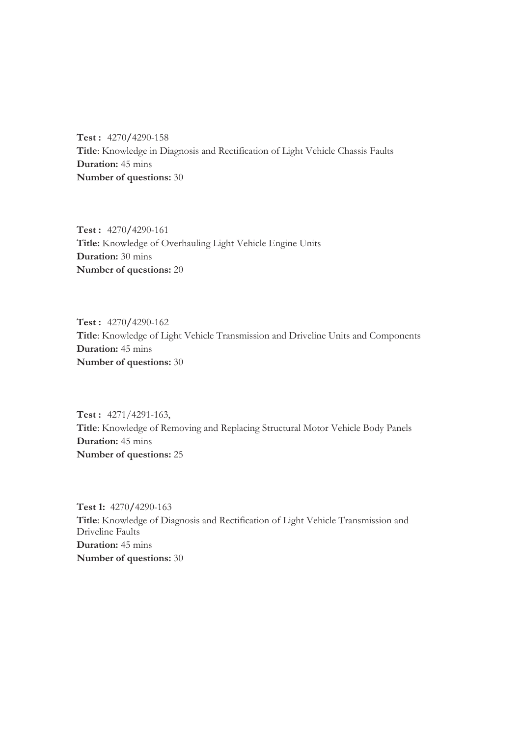**Test :** 4270/4290-158
**Title**: Knowledge in Diagnosis and Rectification of Light Vehicle Chassis Faults
**Duration:** 45 mins
**Number of questions:** 30

**Test :** 4270/4290-161
**Title:** Knowledge of Overhauling Light Vehicle Engine Units
**Duration:** 30 mins
**Number of questions:** 20

**Test :** 4270/4290-162
**Title**: Knowledge of Light Vehicle Transmission and Driveline Units and Components
**Duration:** 45 mins
**Number of questions:** 30

**Test :** 4271/4291-163,
**Title**: Knowledge of Removing and Replacing Structural Motor Vehicle Body Panels
**Duration:** 45 mins
**Number of questions:** 25

**Test 1:** 4270/4290-163
**Title**: Knowledge of Diagnosis and Rectification of Light Vehicle Transmission and Driveline Faults
**Duration:** 45 mins
**Number of questions:** 30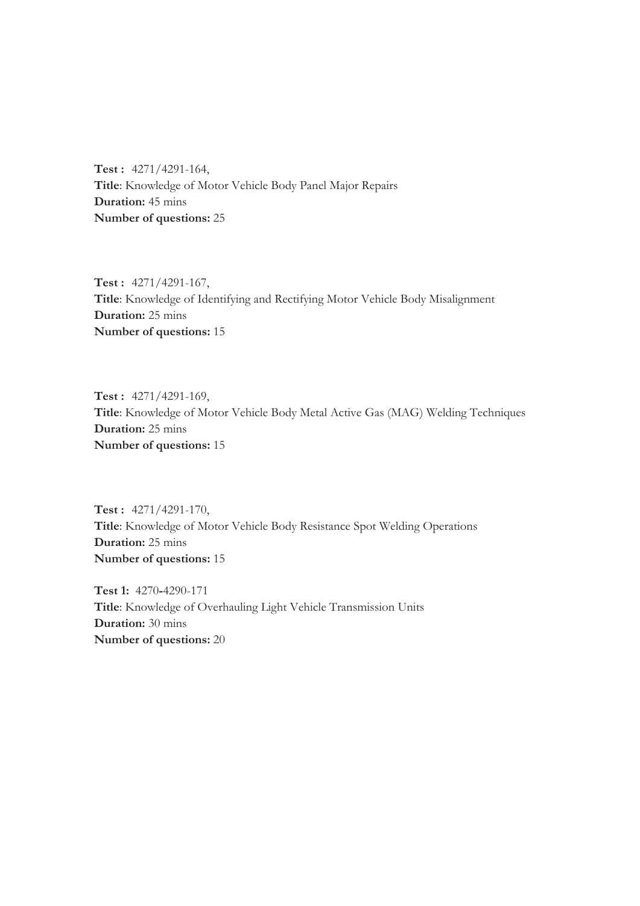**Test :** 4271/4291-164,
**Title**: Knowledge of Motor Vehicle Body Panel Major Repairs
**Duration:** 45 mins
**Number of questions:** 25

**Test :** 4271/4291-167,
**Title**: Knowledge of Identifying and Rectifying Motor Vehicle Body Misalignment
**Duration:** 25 mins
**Number of questions:** 15

**Test :** 4271/4291-169,
**Title**: Knowledge of Motor Vehicle Body Metal Active Gas (MAG) Welding Techniques
**Duration:** 25 mins
**Number of questions:** 15

**Test :** 4271/4291-170,
**Title**: Knowledge of Motor Vehicle Body Resistance Spot Welding Operations
**Duration:** 25 mins
**Number of questions:** 15

**Test 1:** 4270-4290-171
**Title**: Knowledge of Overhauling Light Vehicle Transmission Units
**Duration:** 30 mins
**Number of questions:** 20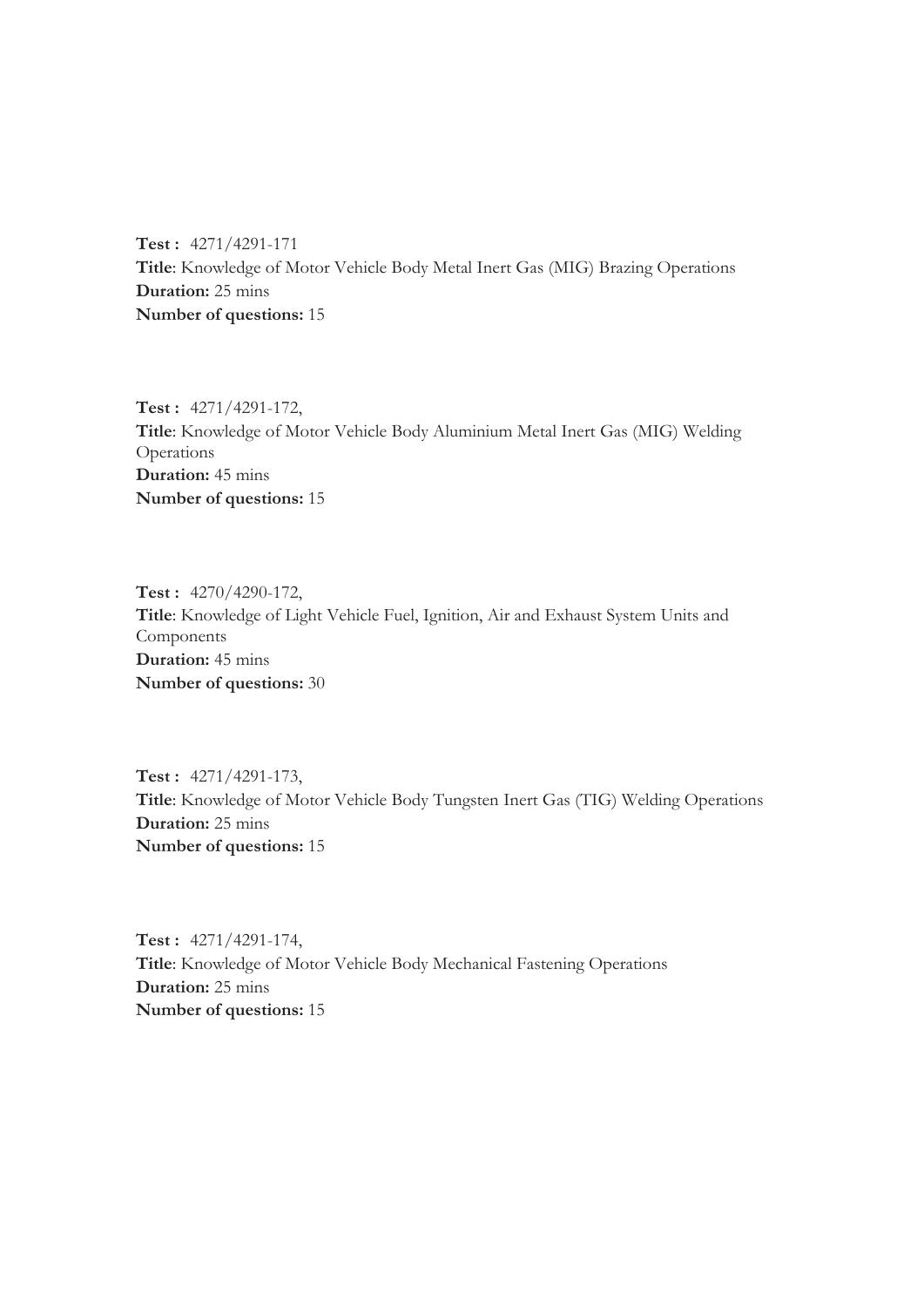**Test :** 4271/4291-171
**Title**: Knowledge of Motor Vehicle Body Metal Inert Gas (MIG) Brazing Operations
**Duration:** 25 mins
**Number of questions:** 15

**Test :** 4271/4291-172,
**Title**: Knowledge of Motor Vehicle Body Aluminium Metal Inert Gas (MIG) Welding Operations
**Duration:** 45 mins
**Number of questions:** 15

**Test :** 4270/4290-172,
**Title**: Knowledge of Light Vehicle Fuel, Ignition, Air and Exhaust System Units and Components
**Duration:** 45 mins
**Number of questions:** 30

**Test :** 4271/4291-173,
**Title**: Knowledge of Motor Vehicle Body Tungsten Inert Gas (TIG) Welding Operations
**Duration:** 25 mins
**Number of questions:** 15

**Test :** 4271/4291-174,
**Title**: Knowledge of Motor Vehicle Body Mechanical Fastening Operations
**Duration:** 25 mins
**Number of questions:** 15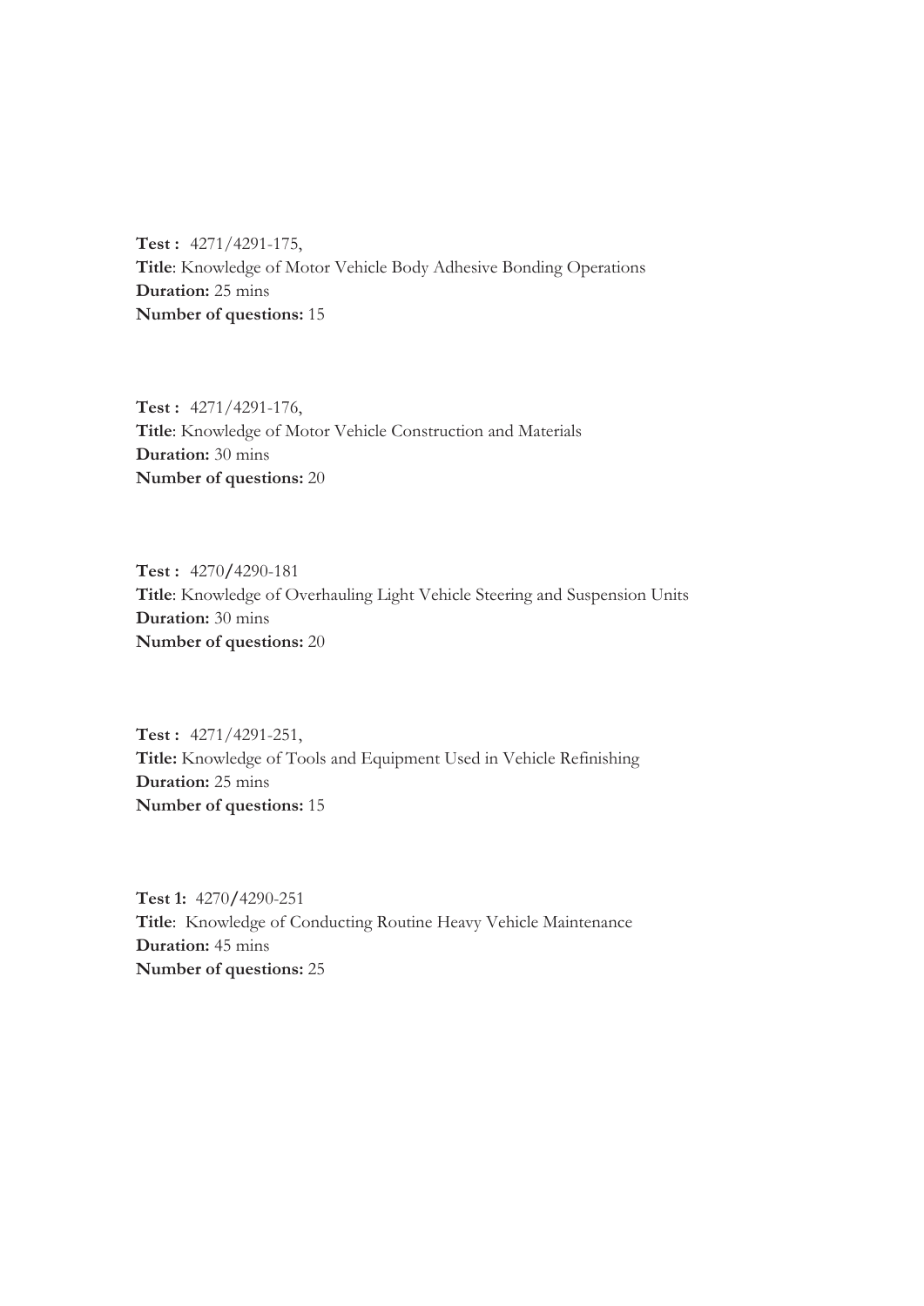**Test :** 4271/4291-175,
**Title**: Knowledge of Motor Vehicle Body Adhesive Bonding Operations
**Duration:** 25 mins
**Number of questions:** 15

**Test :** 4271/4291-176,
**Title**: Knowledge of Motor Vehicle Construction and Materials
**Duration:** 30 mins
**Number of questions:** 20

**Test :** 4270/4290-181
**Title**: Knowledge of Overhauling Light Vehicle Steering and Suspension Units
**Duration:** 30 mins
**Number of questions:** 20

**Test :** 4271/4291-251,
**Title:** Knowledge of Tools and Equipment Used in Vehicle Refinishing
**Duration:** 25 mins
**Number of questions:** 15

**Test 1:** 4270/4290-251
**Title**: Knowledge of Conducting Routine Heavy Vehicle Maintenance
**Duration:** 45 mins
**Number of questions:** 25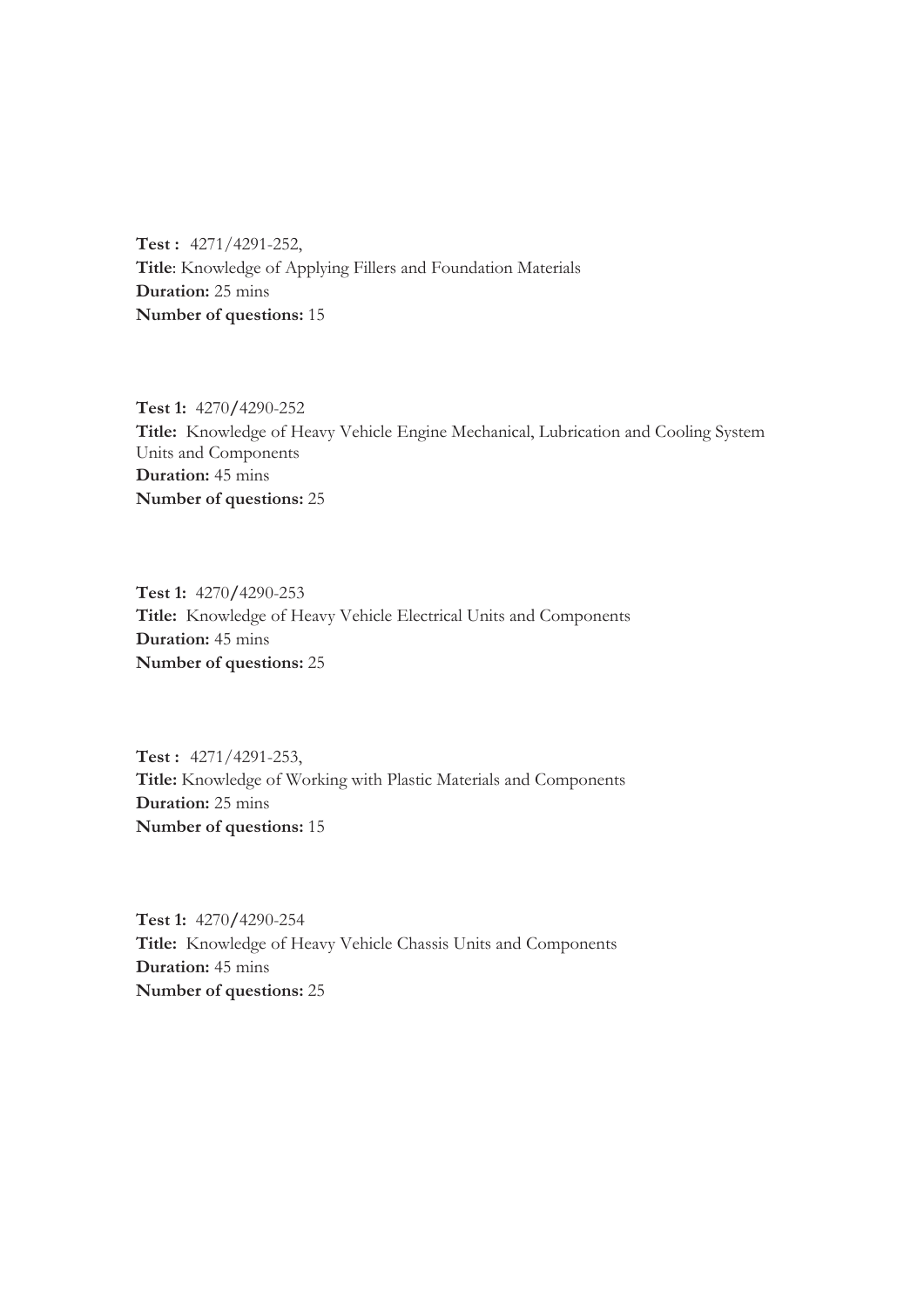**Test :** 4271/4291-252,
**Title**: Knowledge of Applying Fillers and Foundation Materials
**Duration:** 25 mins
**Number of questions:** 15

**Test 1:** 4270/4290-252
**Title:** Knowledge of Heavy Vehicle Engine Mechanical, Lubrication and Cooling System Units and Components
**Duration:** 45 mins
**Number of questions:** 25

**Test 1:** 4270/4290-253
**Title:** Knowledge of Heavy Vehicle Electrical Units and Components
**Duration:** 45 mins
**Number of questions:** 25

**Test :** 4271/4291-253,
**Title:** Knowledge of Working with Plastic Materials and Components
**Duration:** 25 mins
**Number of questions:** 15

**Test 1:** 4270/4290-254
**Title:** Knowledge of Heavy Vehicle Chassis Units and Components
**Duration:** 45 mins
**Number of questions:** 25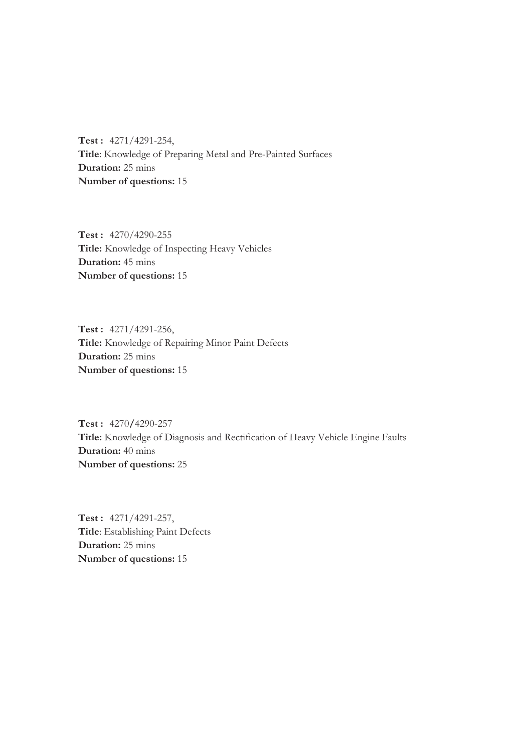**Test :** 4271/4291-254,
**Title**: Knowledge of Preparing Metal and Pre-Painted Surfaces
**Duration:** 25 mins
**Number of questions:** 15

**Test :** 4270/4290-255
**Title:** Knowledge of Inspecting Heavy Vehicles
**Duration:** 45 mins
**Number of questions:** 15

**Test :** 4271/4291-256,
**Title:** Knowledge of Repairing Minor Paint Defects
**Duration:** 25 mins
**Number of questions:** 15

**Test :** 4270/4290-257
**Title:** Knowledge of Diagnosis and Rectification of Heavy Vehicle Engine Faults
**Duration:** 40 mins
**Number of questions:** 25

**Test :** 4271/4291-257,
**Title**: Establishing Paint Defects
**Duration:** 25 mins
**Number of questions:** 15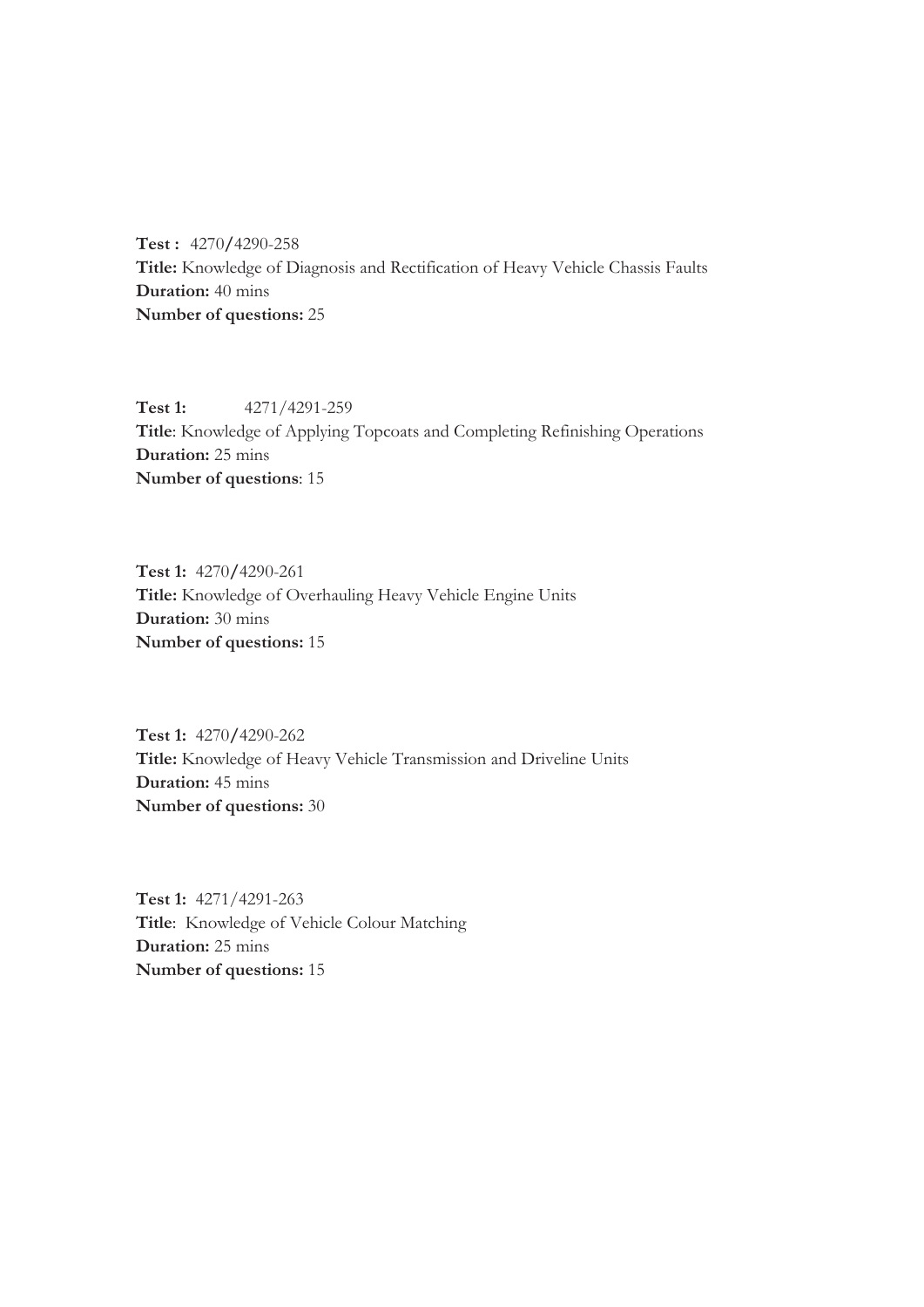**Test :** 4270/4290-258
**Title:** Knowledge of Diagnosis and Rectification of Heavy Vehicle Chassis Faults
**Duration:** 40 mins
**Number of questions:** 25

**Test 1:** 4271/4291-259
**Title**: Knowledge of Applying Topcoats and Completing Refinishing Operations
**Duration:** 25 mins
**Number of questions**: 15

**Test 1:** 4270/4290-261
**Title:** Knowledge of Overhauling Heavy Vehicle Engine Units
**Duration:** 30 mins
**Number of questions:** 15

**Test 1:** 4270/4290-262
**Title:** Knowledge of Heavy Vehicle Transmission and Driveline Units
**Duration:** 45 mins
**Number of questions:** 30

**Test 1:** 4271/4291-263
**Title**: Knowledge of Vehicle Colour Matching
**Duration:** 25 mins
**Number of questions:** 15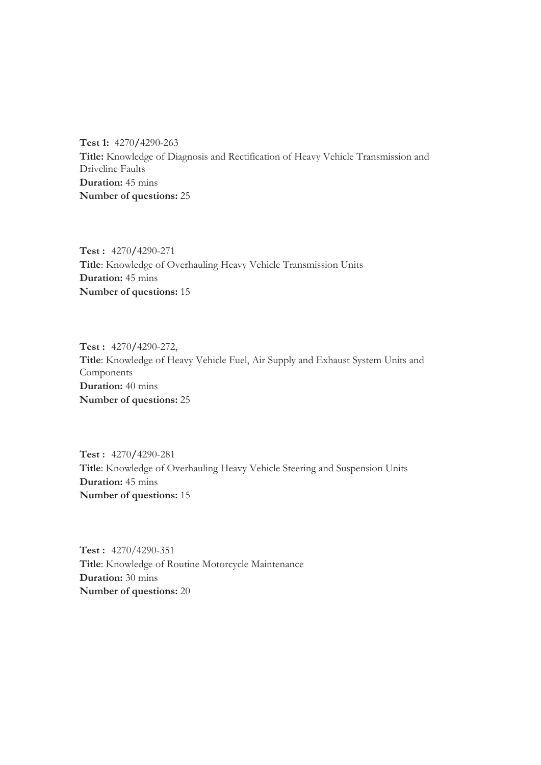**Test 1:** 4270/4290-263
**Title:** Knowledge of Diagnosis and Rectification of Heavy Vehicle Transmission and Driveline Faults
**Duration:** 45 mins
**Number of questions:** 25

**Test :** 4270/4290-271
**Title**: Knowledge of Overhauling Heavy Vehicle Transmission Units
**Duration:** 45 mins
**Number of questions:** 15

**Test :** 4270/4290-272,
**Title**: Knowledge of Heavy Vehicle Fuel, Air Supply and Exhaust System Units and Components
**Duration:** 40 mins
**Number of questions:** 25

**Test :** 4270/4290-281
**Title**: Knowledge of Overhauling Heavy Vehicle Steering and Suspension Units
**Duration:** 45 mins
**Number of questions:** 15

**Test :** 4270/4290-351
**Title**: Knowledge of Routine Motorcycle Maintenance
**Duration:** 30 mins
**Number of questions:** 20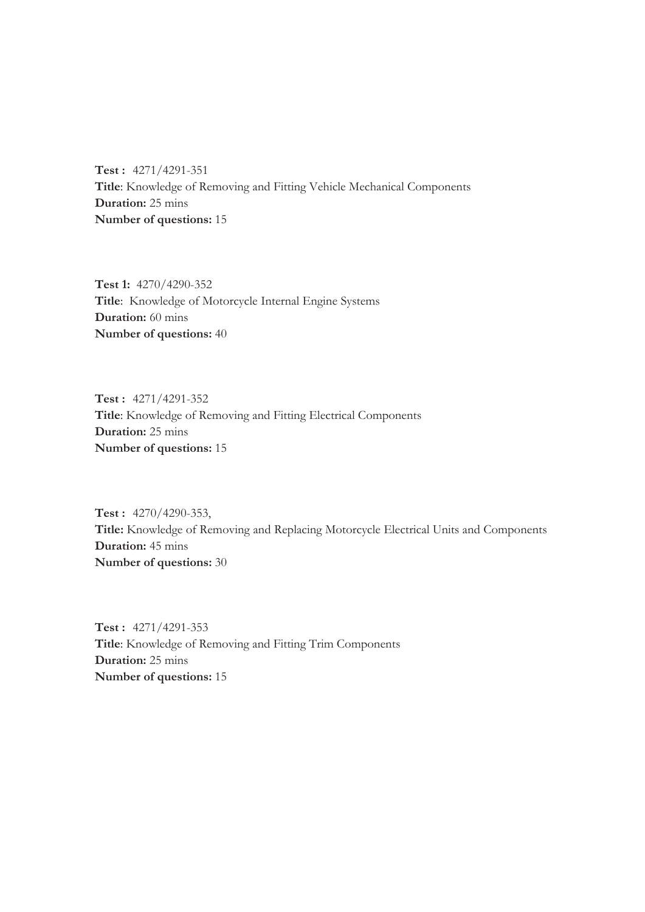**Test :** 4271/4291-351
**Title**: Knowledge of Removing and Fitting Vehicle Mechanical Components
**Duration:** 25 mins
**Number of questions:** 15

**Test 1:** 4270/4290-352
**Title**: Knowledge of Motorcycle Internal Engine Systems
**Duration:** 60 mins
**Number of questions:** 40

**Test :** 4271/4291-352
**Title**: Knowledge of Removing and Fitting Electrical Components
**Duration:** 25 mins
**Number of questions:** 15

**Test :** 4270/4290-353,
**Title:** Knowledge of Removing and Replacing Motorcycle Electrical Units and Components
**Duration:** 45 mins
**Number of questions:** 30

**Test :** 4271/4291-353
**Title**: Knowledge of Removing and Fitting Trim Components
**Duration:** 25 mins
**Number of questions:** 15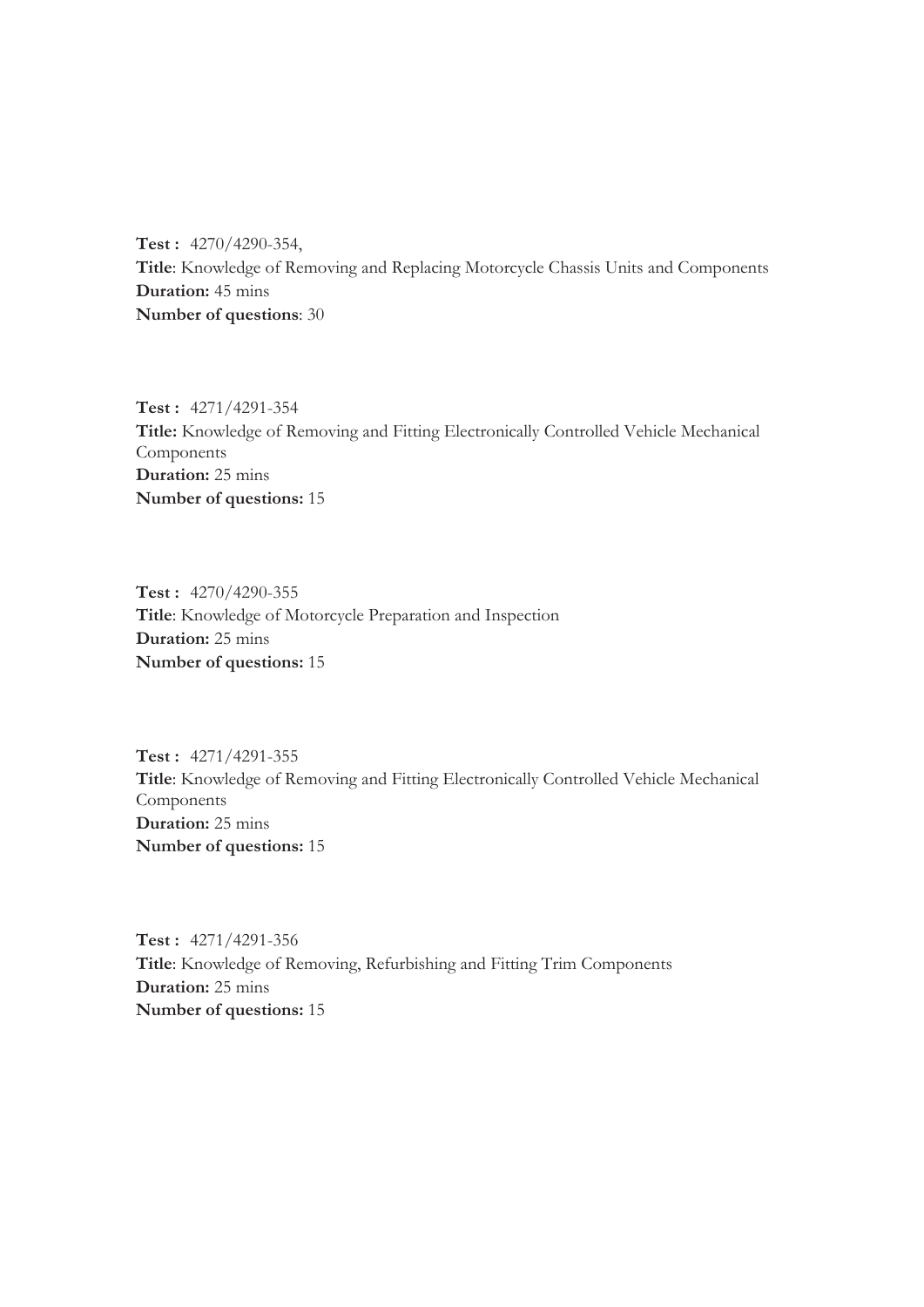**Test :** 4270/4290-354,
**Title**: Knowledge of Removing and Replacing Motorcycle Chassis Units and Components
**Duration:** 45 mins
**Number of questions**: 30

**Test :** 4271/4291-354
**Title:** Knowledge of Removing and Fitting Electronically Controlled Vehicle Mechanical Components
**Duration:** 25 mins
**Number of questions:** 15

**Test :** 4270/4290-355
**Title**: Knowledge of Motorcycle Preparation and Inspection
**Duration:** 25 mins
**Number of questions:** 15

**Test :** 4271/4291-355
**Title**: Knowledge of Removing and Fitting Electronically Controlled Vehicle Mechanical Components
**Duration:** 25 mins
**Number of questions:** 15

**Test :** 4271/4291-356
**Title**: Knowledge of Removing, Refurbishing and Fitting Trim Components
**Duration:** 25 mins
**Number of questions:** 15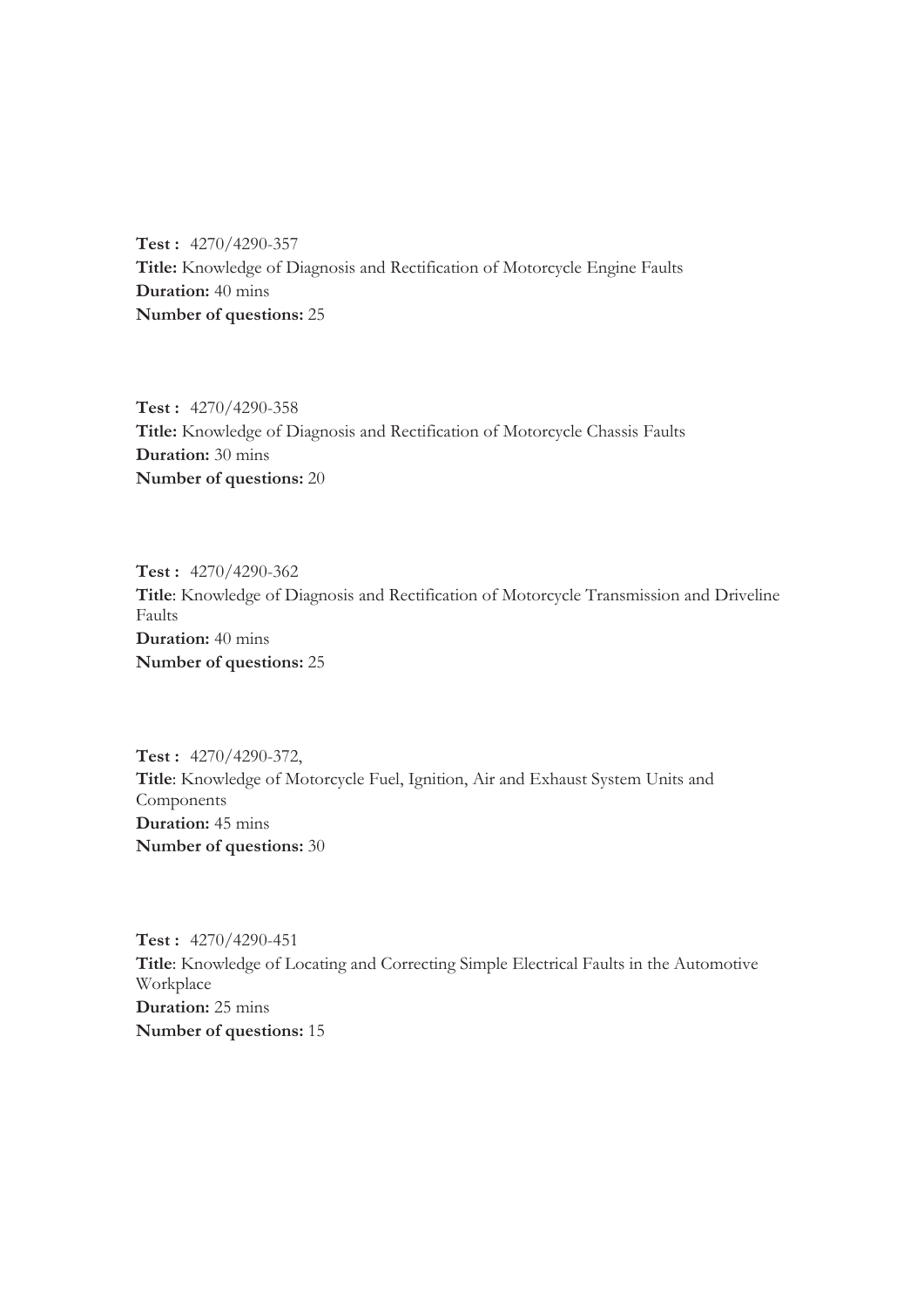**Test :** 4270/4290-357
**Title:** Knowledge of Diagnosis and Rectification of Motorcycle Engine Faults
**Duration:** 40 mins
**Number of questions:** 25

**Test :** 4270/4290-358
**Title:** Knowledge of Diagnosis and Rectification of Motorcycle Chassis Faults
**Duration:** 30 mins
**Number of questions:** 20

**Test :** 4270/4290-362
**Title**: Knowledge of Diagnosis and Rectification of Motorcycle Transmission and Driveline Faults
**Duration:** 40 mins
**Number of questions:** 25

**Test :** 4270/4290-372,
**Title**: Knowledge of Motorcycle Fuel, Ignition, Air and Exhaust System Units and Components
**Duration:** 45 mins
**Number of questions:** 30

**Test :** 4270/4290-451
**Title**: Knowledge of Locating and Correcting Simple Electrical Faults in the Automotive Workplace
**Duration:** 25 mins
**Number of questions:** 15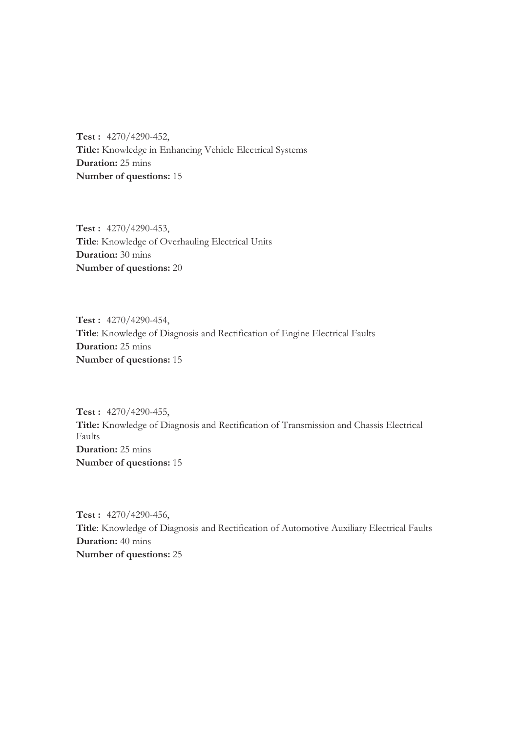**Test :** 4270/4290-452,
**Title:** Knowledge in Enhancing Vehicle Electrical Systems
**Duration:** 25 mins
**Number of questions:** 15

**Test :** 4270/4290-453,
**Title**: Knowledge of Overhauling Electrical Units
**Duration:** 30 mins
**Number of questions:** 20

**Test :** 4270/4290-454,
**Title**: Knowledge of Diagnosis and Rectification of Engine Electrical Faults
**Duration:** 25 mins
**Number of questions:** 15

**Test :** 4270/4290-455,
**Title:** Knowledge of Diagnosis and Rectification of Transmission and Chassis Electrical Faults
**Duration:** 25 mins
**Number of questions:** 15

**Test :** 4270/4290-456,
**Title**: Knowledge of Diagnosis and Rectification of Automotive Auxiliary Electrical Faults
**Duration:** 40 mins
**Number of questions:** 25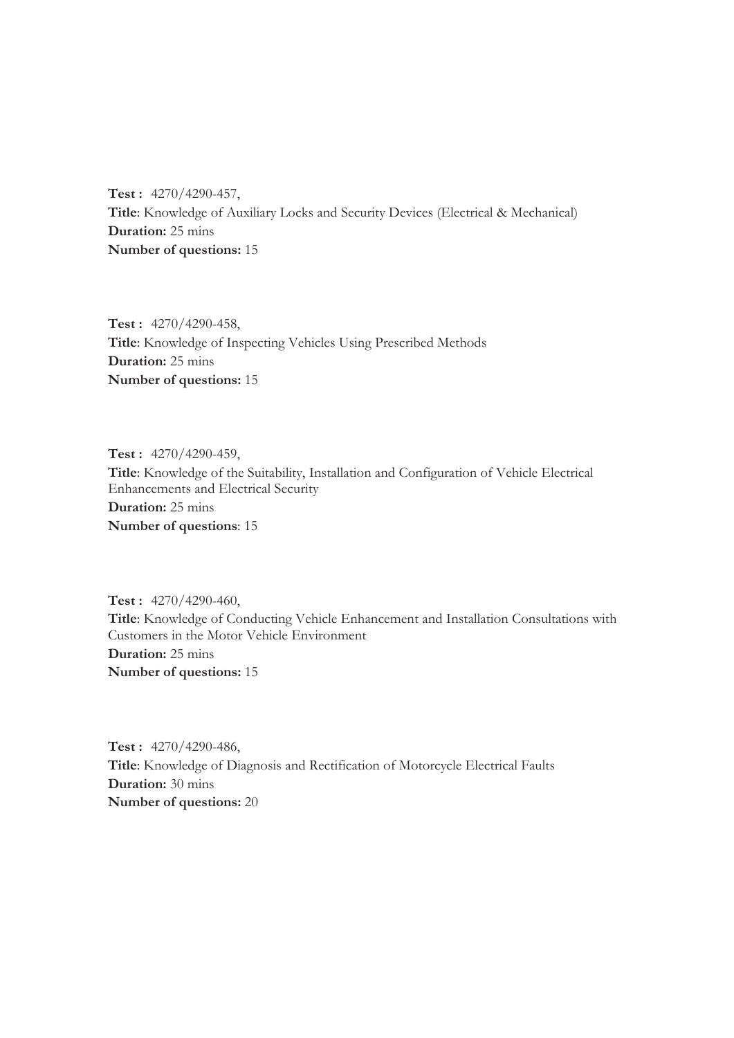**Test :** 4270/4290-457,
**Title**: Knowledge of Auxiliary Locks and Security Devices (Electrical & Mechanical)
**Duration:** 25 mins
**Number of questions:** 15

**Test :** 4270/4290-458,
**Title**: Knowledge of Inspecting Vehicles Using Prescribed Methods
**Duration:** 25 mins
**Number of questions:** 15

**Test :** 4270/4290-459,
**Title**: Knowledge of the Suitability, Installation and Configuration of Vehicle Electrical Enhancements and Electrical Security
**Duration:** 25 mins
**Number of questions**: 15

**Test :** 4270/4290-460,
**Title**: Knowledge of Conducting Vehicle Enhancement and Installation Consultations with Customers in the Motor Vehicle Environment
**Duration:** 25 mins
**Number of questions:** 15

**Test :** 4270/4290-486,
**Title**: Knowledge of Diagnosis and Rectification of Motorcycle Electrical Faults
**Duration:** 30 mins
**Number of questions:** 20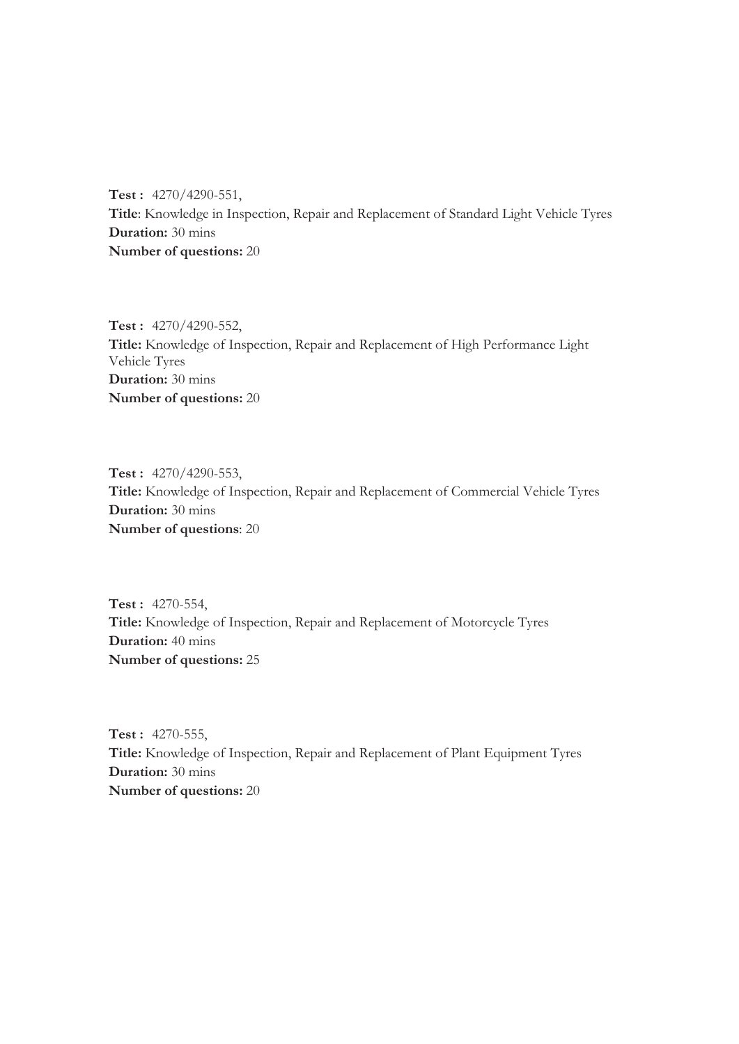**Test :** 4270/4290-551,
**Title**: Knowledge in Inspection, Repair and Replacement of Standard Light Vehicle Tyres
**Duration:** 30 mins
**Number of questions:** 20

**Test :** 4270/4290-552,
**Title:** Knowledge of Inspection, Repair and Replacement of High Performance Light Vehicle Tyres
**Duration:** 30 mins
**Number of questions:** 20

**Test :** 4270/4290-553,
**Title:** Knowledge of Inspection, Repair and Replacement of Commercial Vehicle Tyres
**Duration:** 30 mins
**Number of questions**: 20

**Test :** 4270-554,
**Title:** Knowledge of Inspection, Repair and Replacement of Motorcycle Tyres
**Duration:** 40 mins
**Number of questions:** 25

**Test :** 4270-555,
**Title:** Knowledge of Inspection, Repair and Replacement of Plant Equipment Tyres
**Duration:** 30 mins
**Number of questions:** 20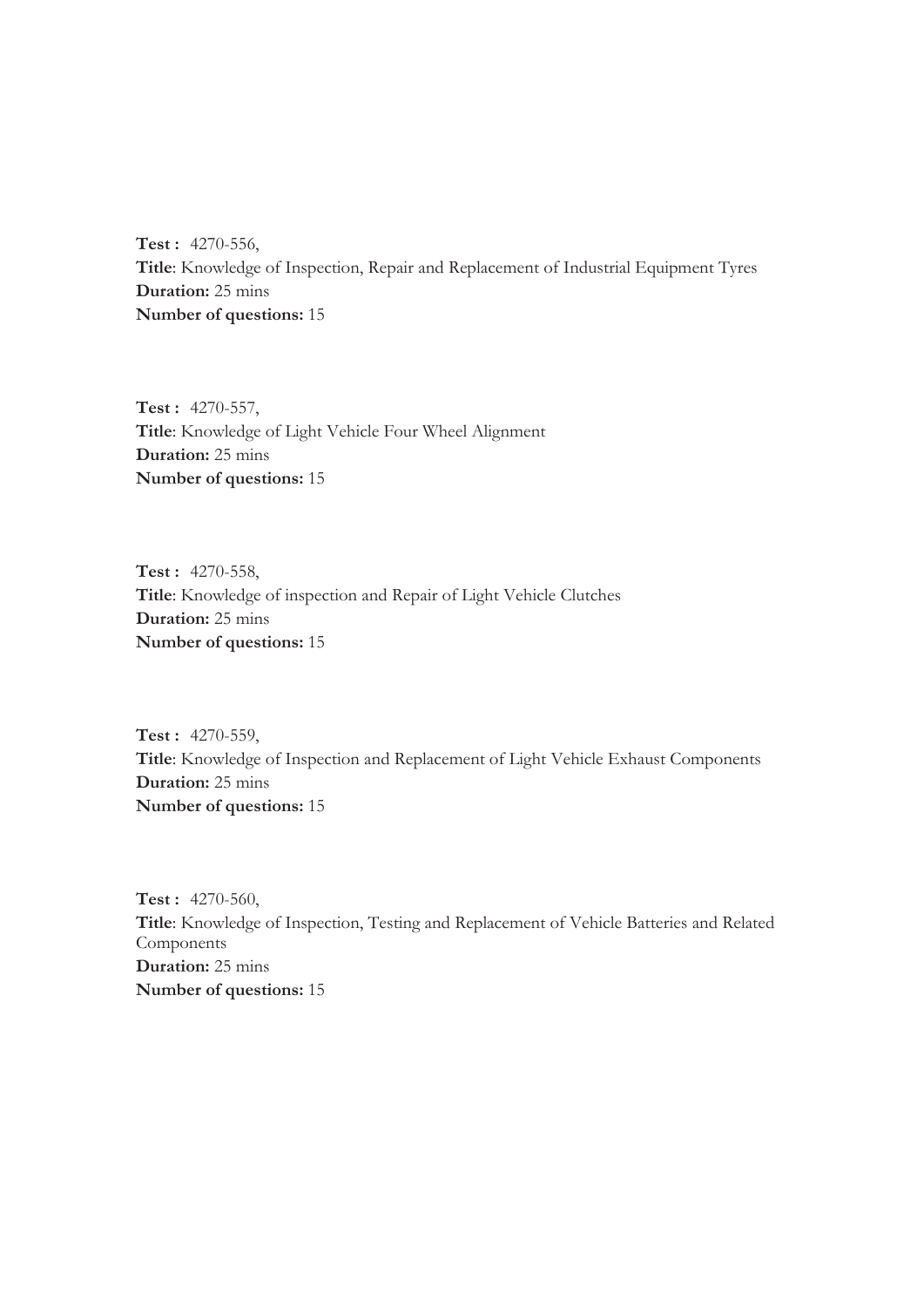**Test :** 4270-556,
**Title**: Knowledge of Inspection, Repair and Replacement of Industrial Equipment Tyres
**Duration:** 25 mins
**Number of questions:** 15

**Test :** 4270-557,
**Title**: Knowledge of Light Vehicle Four Wheel Alignment
**Duration:** 25 mins
**Number of questions:** 15

**Test :** 4270-558,
**Title**: Knowledge of inspection and Repair of Light Vehicle Clutches
**Duration:** 25 mins
**Number of questions:** 15

**Test :** 4270-559,
**Title**: Knowledge of Inspection and Replacement of Light Vehicle Exhaust Components
**Duration:** 25 mins
**Number of questions:** 15

**Test :** 4270-560,
**Title**: Knowledge of Inspection, Testing and Replacement of Vehicle Batteries and Related Components
**Duration:** 25 mins
**Number of questions:** 15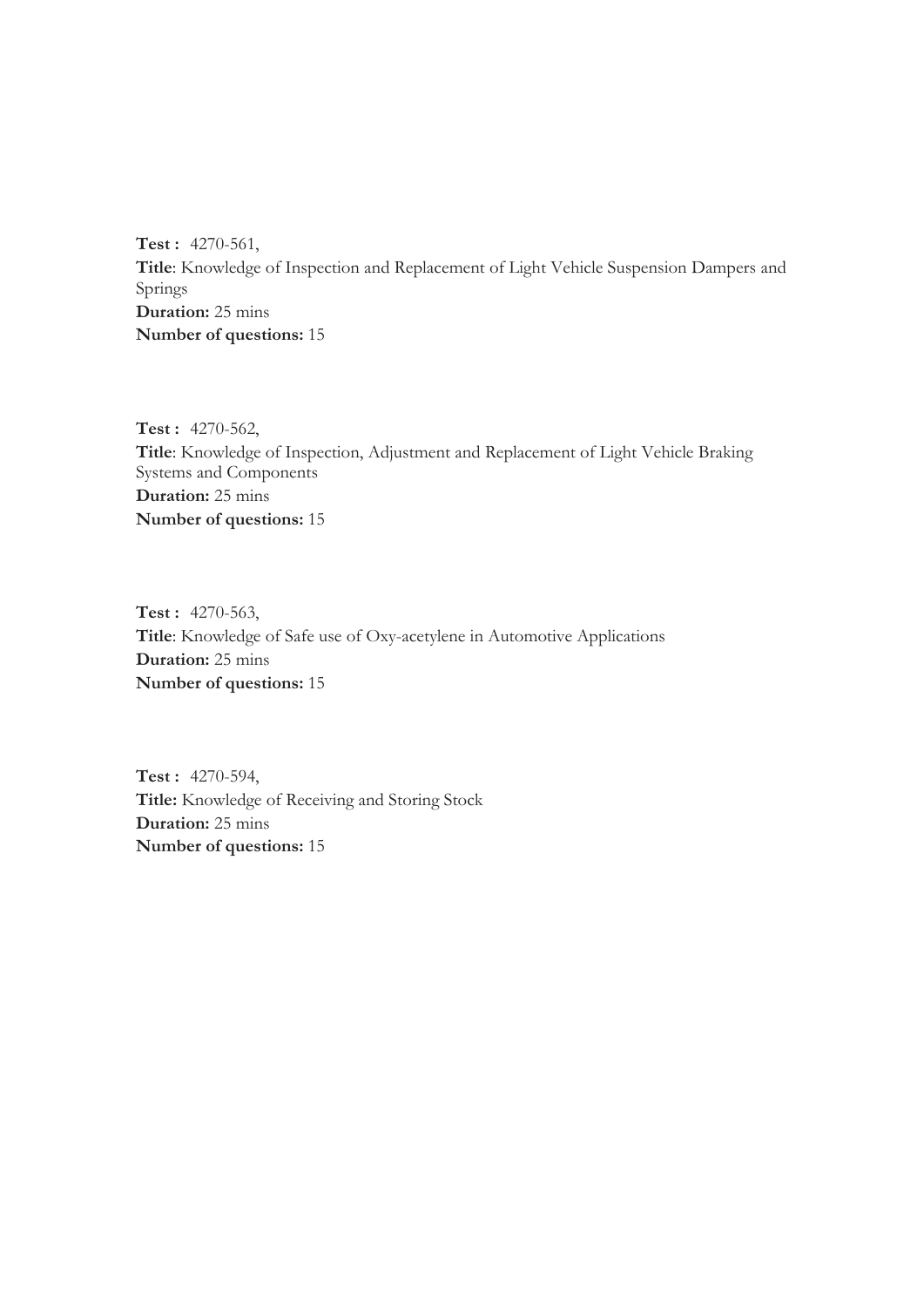**Test :** 4270-561,
**Title**: Knowledge of Inspection and Replacement of Light Vehicle Suspension Dampers and Springs
**Duration:** 25 mins
**Number of questions:** 15

**Test :** 4270-562,
**Title**: Knowledge of Inspection, Adjustment and Replacement of Light Vehicle Braking Systems and Components
**Duration:** 25 mins
**Number of questions:** 15

**Test :** 4270-563,
**Title**: Knowledge of Safe use of Oxy-acetylene in Automotive Applications
**Duration:** 25 mins
**Number of questions:** 15

**Test :** 4270-594,
**Title:** Knowledge of Receiving and Storing Stock
**Duration:** 25 mins
**Number of questions:** 15